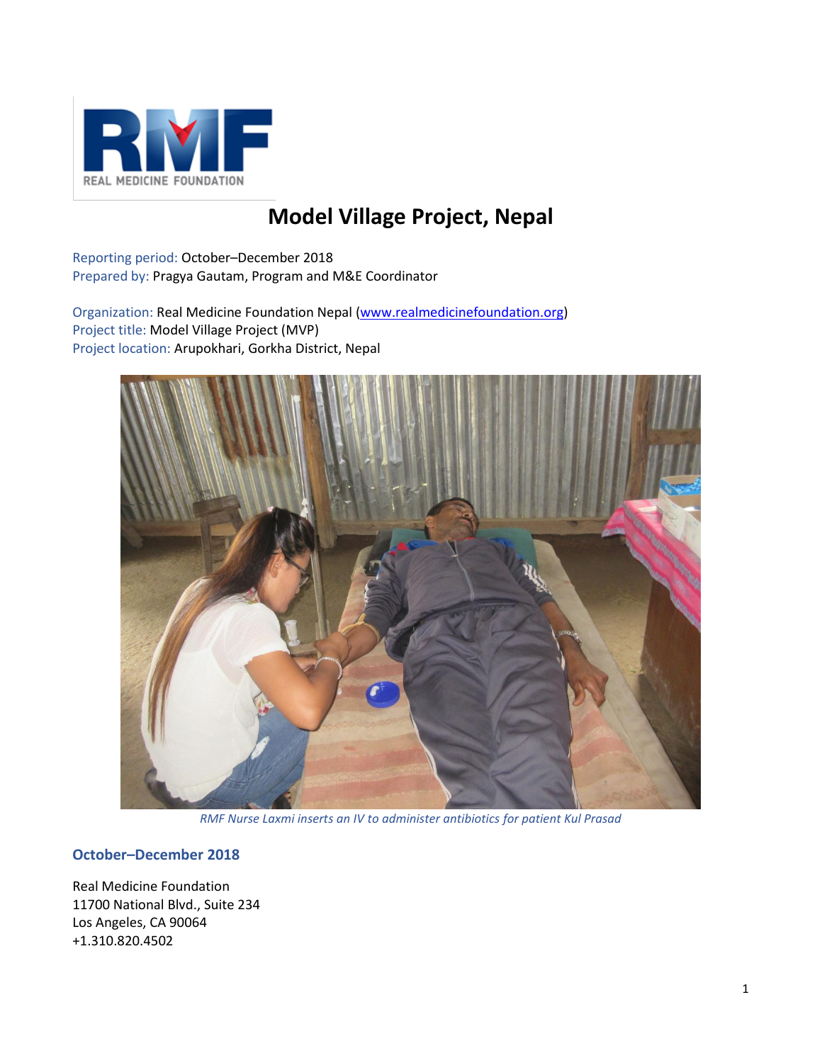# Model Village Project, Nepal

Reporting period: October–December 2018
Prepared by: Pragya Gautam, Program and M&E Coordinator

Organization: Real Medicine Foundation Nepal (www.realmedicinefoundation.org)
Project title: Model Village Project (MVP)
Project location: Arupokhari, Gorkha District, Nepal

*RMF Nurse Laxmi inserts an IV to administer antibiotics for patient Kul Prasad*

## October–December 2018

Real Medicine Foundation
11700 National Blvd., Suite 234
Los Angeles, CA 90064
+1.310.820.4502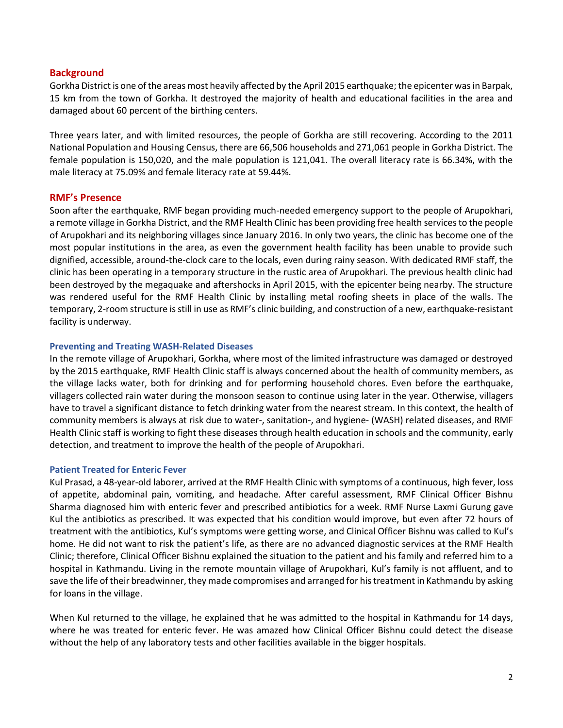## Background

Gorkha District is one of the areas most heavily affected by the April 2015 earthquake; the epicenter was in Barpak, 15 km from the town of Gorkha. It destroyed the majority of health and educational facilities in the area and damaged about 60 percent of the birthing centers.

Three years later, and with limited resources, the people of Gorkha are still recovering. According to the 2011 National Population and Housing Census, there are 66,506 households and 271,061 people in Gorkha District. The female population is 150,020, and the male population is 121,041. The overall literacy rate is 66.34%, with the male literacy at 75.09% and female literacy rate at 59.44%.

## RMF's Presence

Soon after the earthquake, RMF began providing much-needed emergency support to the people of Arupokhari, a remote village in Gorkha District, and the RMF Health Clinic has been providing free health services to the people of Arupokhari and its neighboring villages since January 2016. In only two years, the clinic has become one of the most popular institutions in the area, as even the government health facility has been unable to provide such dignified, accessible, around-the-clock care to the locals, even during rainy season. With dedicated RMF staff, the clinic has been operating in a temporary structure in the rustic area of Arupokhari. The previous health clinic had been destroyed by the megaquake and aftershocks in April 2015, with the epicenter being nearby. The structure was rendered useful for the RMF Health Clinic by installing metal roofing sheets in place of the walls. The temporary, 2-room structure is still in use as RMF's clinic building, and construction of a new, earthquake-resistant facility is underway.

### Preventing and Treating WASH-Related Diseases

In the remote village of Arupokhari, Gorkha, where most of the limited infrastructure was damaged or destroyed by the 2015 earthquake, RMF Health Clinic staff is always concerned about the health of community members, as the village lacks water, both for drinking and for performing household chores. Even before the earthquake, villagers collected rain water during the monsoon season to continue using later in the year. Otherwise, villagers have to travel a significant distance to fetch drinking water from the nearest stream. In this context, the health of community members is always at risk due to water-, sanitation-, and hygiene- (WASH) related diseases, and RMF Health Clinic staff is working to fight these diseases through health education in schools and the community, early detection, and treatment to improve the health of the people of Arupokhari.

### Patient Treated for Enteric Fever

Kul Prasad, a 48-year-old laborer, arrived at the RMF Health Clinic with symptoms of a continuous, high fever, loss of appetite, abdominal pain, vomiting, and headache. After careful assessment, RMF Clinical Officer Bishnu Sharma diagnosed him with enteric fever and prescribed antibiotics for a week. RMF Nurse Laxmi Gurung gave Kul the antibiotics as prescribed. It was expected that his condition would improve, but even after 72 hours of treatment with the antibiotics, Kul's symptoms were getting worse, and Clinical Officer Bishnu was called to Kul's home. He did not want to risk the patient's life, as there are no advanced diagnostic services at the RMF Health Clinic; therefore, Clinical Officer Bishnu explained the situation to the patient and his family and referred him to a hospital in Kathmandu. Living in the remote mountain village of Arupokhari, Kul's family is not affluent, and to save the life of their breadwinner, they made compromises and arranged for his treatment in Kathmandu by asking for loans in the village.

When Kul returned to the village, he explained that he was admitted to the hospital in Kathmandu for 14 days, where he was treated for enteric fever. He was amazed how Clinical Officer Bishnu could detect the disease without the help of any laboratory tests and other facilities available in the bigger hospitals.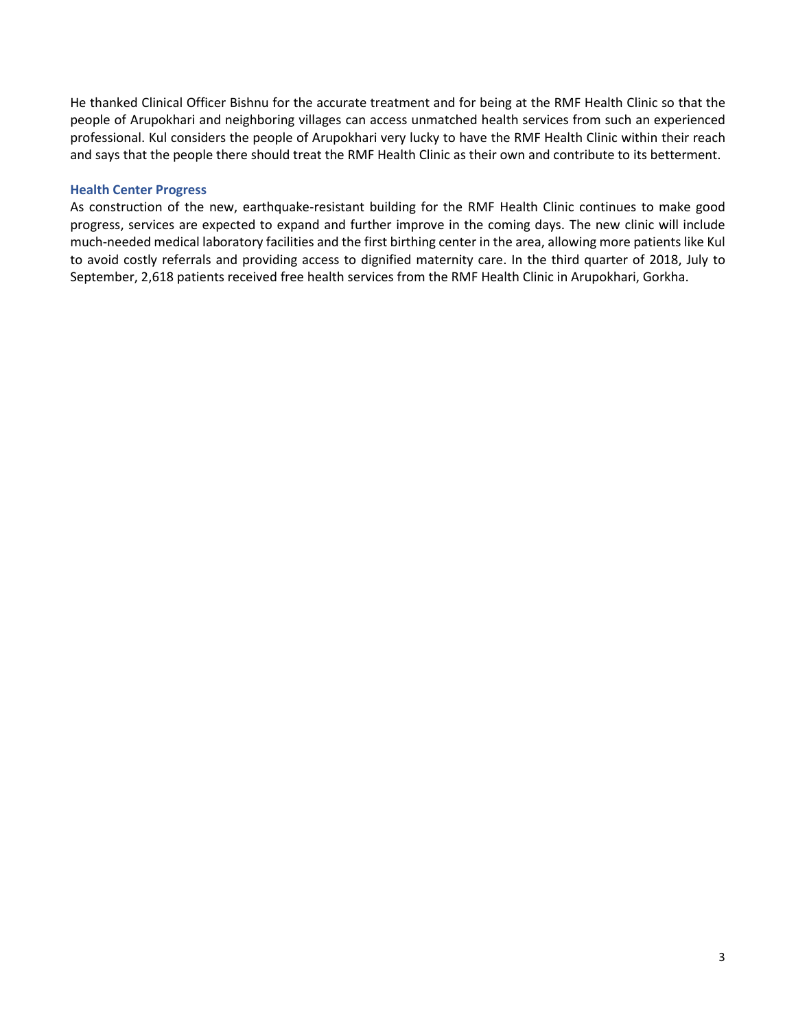He thanked Clinical Officer Bishnu for the accurate treatment and for being at the RMF Health Clinic so that the people of Arupokhari and neighboring villages can access unmatched health services from such an experienced professional. Kul considers the people of Arupokhari very lucky to have the RMF Health Clinic within their reach and says that the people there should treat the RMF Health Clinic as their own and contribute to its betterment.

### Health Center Progress

As construction of the new, earthquake-resistant building for the RMF Health Clinic continues to make good progress, services are expected to expand and further improve in the coming days. The new clinic will include much-needed medical laboratory facilities and the first birthing center in the area, allowing more patients like Kul to avoid costly referrals and providing access to dignified maternity care. In the third quarter of 2018, July to September, 2,618 patients received free health services from the RMF Health Clinic in Arupokhari, Gorkha.